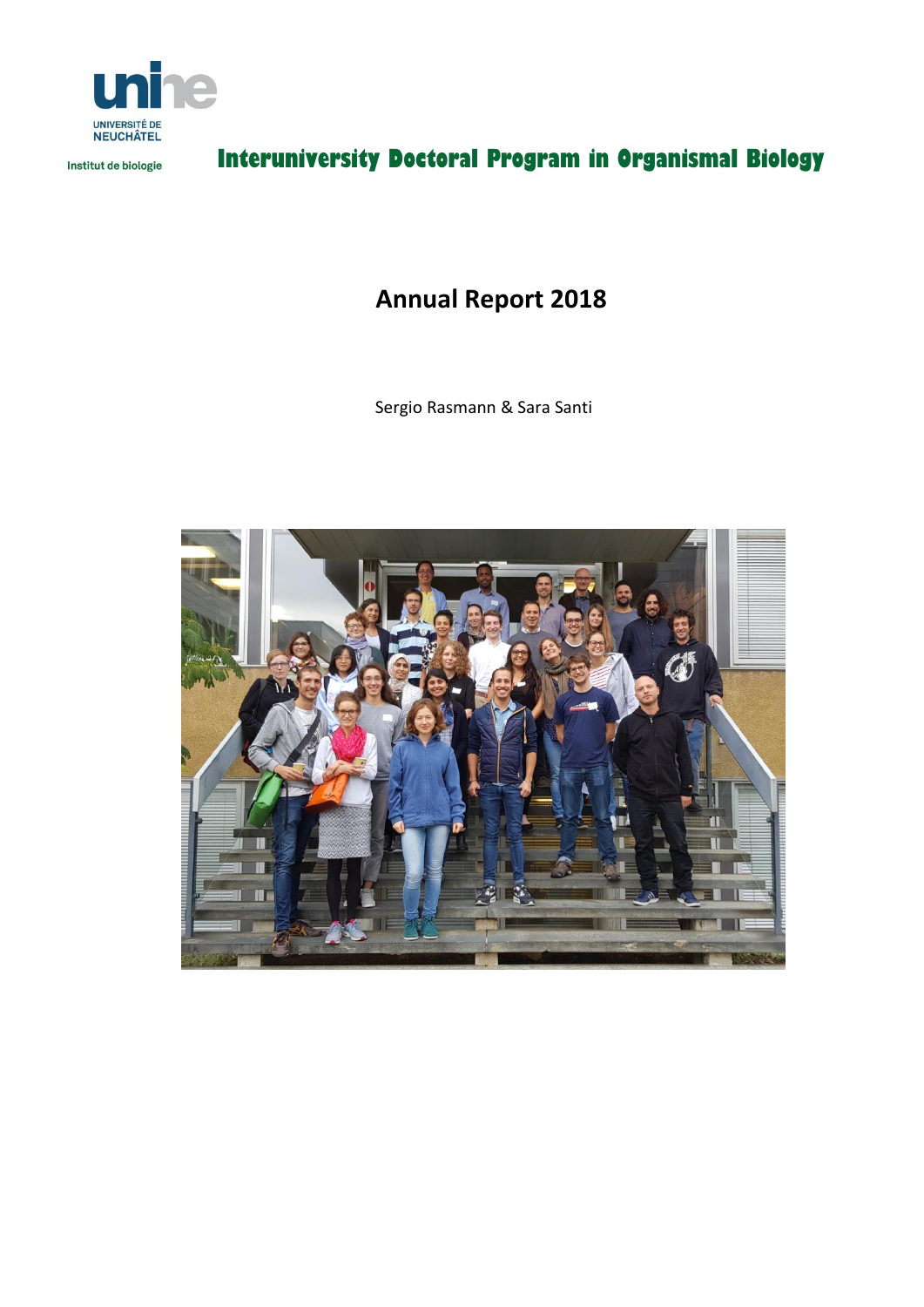UNIVERSITÉ DE NEUCHÂTEL

Institut de biologie

**Interuniversity Doctoral Program in Organismal Biology**

# Annual Report 2018

Sergio Rasmann & Sara Santi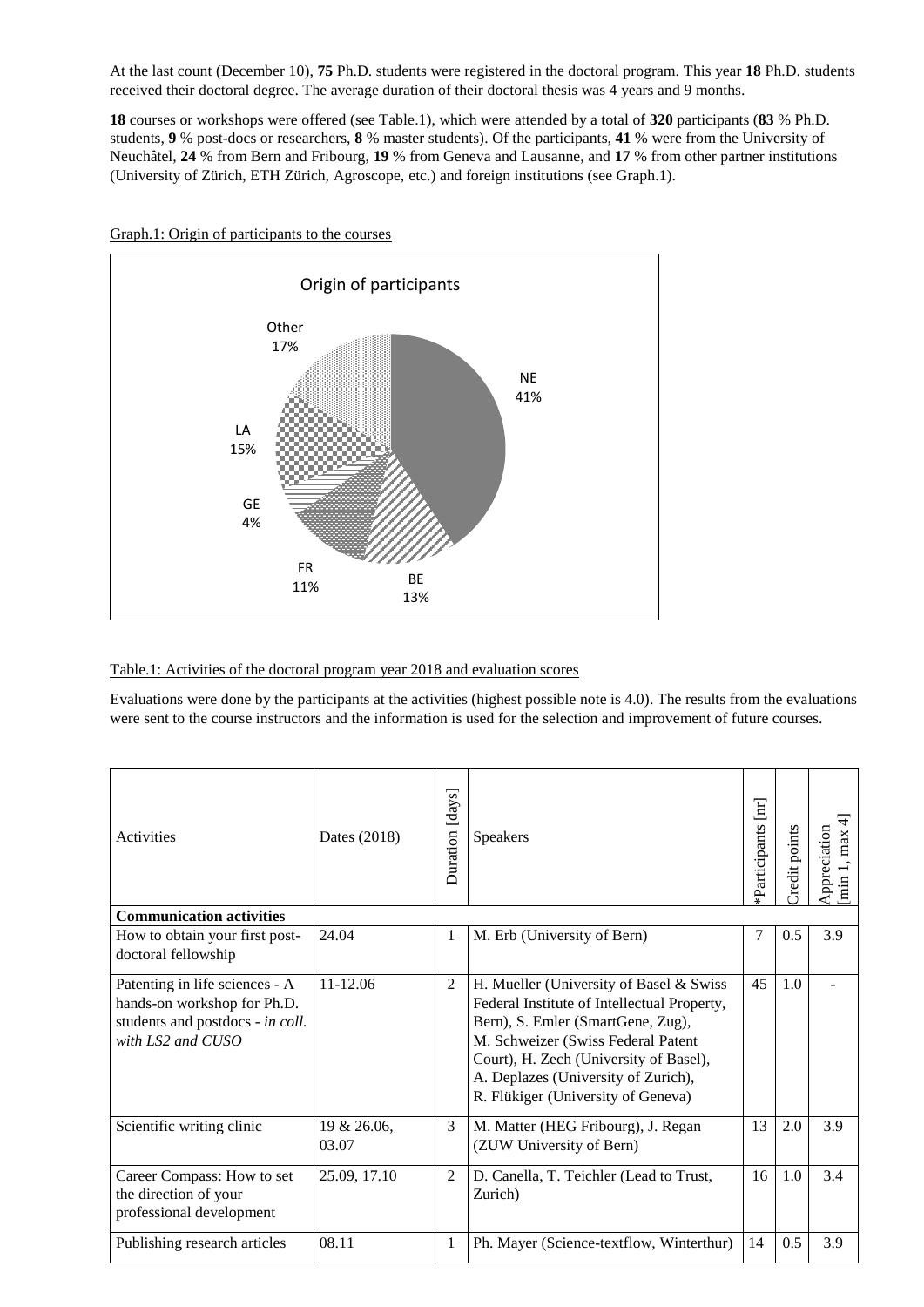At the last count (December 10), **75** Ph.D. students were registered in the doctoral program. This year **18** Ph.D. students received their doctoral degree. The average duration of their doctoral thesis was 4 years and 9 months.

**18** courses or workshops were offered (see Table.1), which were attended by a total of **320** participants (**83** % Ph.D. students, **9** % post-docs or researchers, **8** % master students). Of the participants, **41** % were from the University of Neuchâtel, **24** % from Bern and Fribourg, **19** % from Geneva and Lausanne, and **17** % from other partner institutions (University of Zürich, ETH Zürich, Agroscope, etc.) and foreign institutions (see Graph.1).

Graph.1: Origin of participants to the courses

Origin of participants

NE 41%, BE 13%, FR 11%, GE 4%, LA 15%, Other 17%

Table.1: Activities of the doctoral program year 2018 and evaluation scores

Evaluations were done by the participants at the activities (highest possible note is 4.0). The results from the evaluations were sent to the course instructors and the information is used for the selection and improvement of future courses.

| Activities | Dates (2018) | Duration [days] | Speakers | *Participants [nr] | Credit points | Appreciation [min 1, max 4] |
|---|---|---|---|---|---|---|
| **Communication activities** | | | | | | |
| How to obtain your first post-doctoral fellowship | 24.04 | 1 | M. Erb (University of Bern) | 7 | 0.5 | 3.9 |
| Patenting in life sciences - A hands-on workshop for Ph.D. students and postdocs - *in coll. with LS2 and CUSO* | 11-12.06 | 2 | H. Mueller (University of Basel & Swiss Federal Institute of Intellectual Property, Bern), S. Emler (SmartGene, Zug), M. Schweizer (Swiss Federal Patent Court), H. Zech (University of Basel), A. Deplazes (University of Zurich), R. Flükiger (University of Geneva) | 45 | 1.0 | - |
| Scientific writing clinic | 19 & 26.06, 03.07 | 3 | M. Matter (HEG Fribourg), J. Regan (ZUW University of Bern) | 13 | 2.0 | 3.9 |
| Career Compass: How to set the direction of your professional development | 25.09, 17.10 | 2 | D. Canella, T. Teichler (Lead to Trust, Zurich) | 16 | 1.0 | 3.4 |
| Publishing research articles | 08.11 | 1 | Ph. Mayer (Science-textflow, Winterthur) | 14 | 0.5 | 3.9 |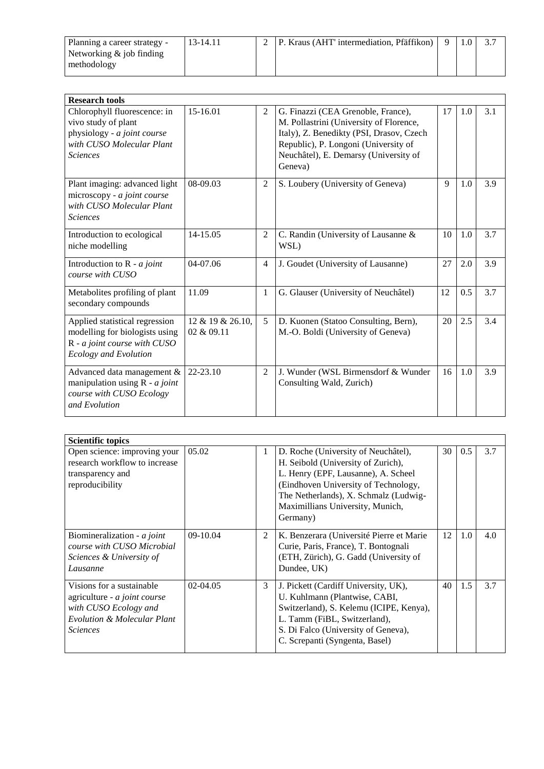| Planning a career strategy - Networking & job finding methodology | 13-14.11 | 2 | P. Kraus (AHT' intermediation, Pfäffikon) | 9 | 1.0 | 3.7 |
|---|---|---|---|---|---|---|

| **Research tools** | | | | | | |
|---|---|---|---|---|---|---|
| Chlorophyll fluorescence: in vivo study of plant physiology - *a joint course with CUSO Molecular Plant Sciences* | 15-16.01 | 2 | G. Finazzi (CEA Grenoble, France), M. Pollastrini (University of Florence, Italy), Z. Benedikty (PSI, Drasov, Czech Republic), P. Longoni (University of Neuchâtel), E. Demarsy (University of Geneva) | 17 | 1.0 | 3.1 |
| Plant imaging: advanced light microscopy - *a joint course with CUSO Molecular Plant Sciences* | 08-09.03 | 2 | S. Loubery (University of Geneva) | 9 | 1.0 | 3.9 |
| Introduction to ecological niche modelling | 14-15.05 | 2 | C. Randin (University of Lausanne & WSL) | 10 | 1.0 | 3.7 |
| Introduction to R - *a joint course with CUSO* | 04-07.06 | 4 | J. Goudet (University of Lausanne) | 27 | 2.0 | 3.9 |
| Metabolites profiling of plant secondary compounds | 11.09 | 1 | G. Glauser (University of Neuchâtel) | 12 | 0.5 | 3.7 |
| Applied statistical regression modelling for biologists using R - *a joint course with CUSO Ecology and Evolution* | 12 & 19 & 26.10, 02 & 09.11 | 5 | D. Kuonen (Statoo Consulting, Bern), M.-O. Boldi (University of Geneva) | 20 | 2.5 | 3.4 |
| Advanced data management & manipulation using R - *a joint course with CUSO Ecology and Evolution* | 22-23.10 | 2 | J. Wunder (WSL Birmensdorf & Wunder Consulting Wald, Zurich) | 16 | 1.0 | 3.9 |

| **Scientific topics** | | | | | | |
|---|---|---|---|---|---|---|
| Open science: improving your research workflow to increase transparency and reproducibility | 05.02 | 1 | D. Roche (University of Neuchâtel), H. Seibold (University of Zurich), L. Henry (EPF, Lausanne), A. Scheel (Eindhoven University of Technology, The Netherlands), X. Schmalz (Ludwig-Maximillians University, Munich, Germany) | 30 | 0.5 | 3.7 |
| Biomineralization - *a joint course with CUSO Microbial Sciences & University of Lausanne* | 09-10.04 | 2 | K. Benzerara (Université Pierre et Marie Curie, Paris, France), T. Bontognali (ETH, Zürich), G. Gadd (University of Dundee, UK) | 12 | 1.0 | 4.0 |
| Visions for a sustainable agriculture - *a joint course with CUSO Ecology and Evolution & Molecular Plant Sciences* | 02-04.05 | 3 | J. Pickett (Cardiff University, UK), U. Kuhlmann (Plantwise, CABI, Switzerland), S. Kelemu (ICIPE, Kenya), L. Tamm (FiBL, Switzerland), S. Di Falco (University of Geneva), C. Screpanti (Syngenta, Basel) | 40 | 1.5 | 3.7 |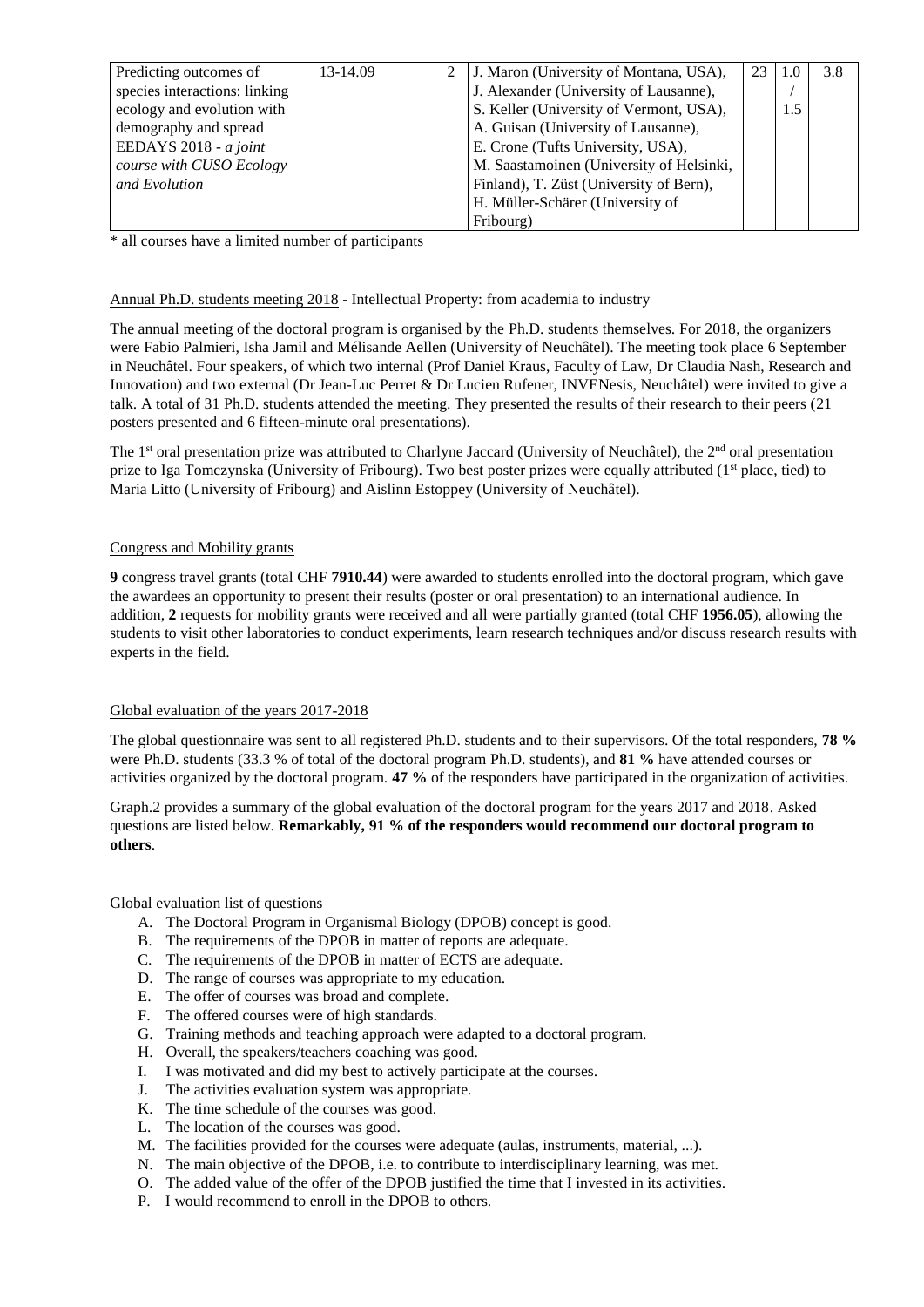| | | | | | | |
|---|---|---|---|---|---|---|
| Predicting outcomes of species interactions: linking ecology and evolution with demography and spread EEDAYS 2018 - *a joint course with CUSO Ecology and Evolution* | 13-14.09 | 2 | J. Maron (University of Montana, USA), J. Alexander (University of Lausanne), S. Keller (University of Vermont, USA), A. Guisan (University of Lausanne), E. Crone (Tufts University, USA), M. Saastamoinen (University of Helsinki, Finland), T. Züst (University of Bern), H. Müller-Schärer (University of Fribourg) | 23 | 1.0 / 1.5 | 3.8 |

* all courses have a limited number of participants

Annual Ph.D. students meeting 2018 - Intellectual Property: from academia to industry

The annual meeting of the doctoral program is organised by the Ph.D. students themselves. For 2018, the organizers were Fabio Palmieri, Isha Jamil and Mélisande Aellen (University of Neuchâtel). The meeting took place 6 September in Neuchâtel. Four speakers, of which two internal (Prof Daniel Kraus, Faculty of Law, Dr Claudia Nash, Research and Innovation) and two external (Dr Jean-Luc Perret & Dr Lucien Rufener, INVENesis, Neuchâtel) were invited to give a talk. A total of 31 Ph.D. students attended the meeting. They presented the results of their research to their peers (21 posters presented and 6 fifteen-minute oral presentations).

The 1st oral presentation prize was attributed to Charlyne Jaccard (University of Neuchâtel), the 2nd oral presentation prize to Iga Tomczynska (University of Fribourg). Two best poster prizes were equally attributed (1st place, tied) to Maria Litto (University of Fribourg) and Aislinn Estoppey (University of Neuchâtel).

Congress and Mobility grants

**9** congress travel grants (total CHF **7910.44**) were awarded to students enrolled into the doctoral program, which gave the awardees an opportunity to present their results (poster or oral presentation) to an international audience. In addition, **2** requests for mobility grants were received and all were partially granted (total CHF **1956.05**), allowing the students to visit other laboratories to conduct experiments, learn research techniques and/or discuss research results with experts in the field.

Global evaluation of the years 2017-2018

The global questionnaire was sent to all registered Ph.D. students and to their supervisors. Of the total responders, **78 %** were Ph.D. students (33.3 % of total of the doctoral program Ph.D. students), and **81 %** have attended courses or activities organized by the doctoral program. **47 %** of the responders have participated in the organization of activities.

Graph.2 provides a summary of the global evaluation of the doctoral program for the years 2017 and 2018. Asked questions are listed below. **Remarkably, 91 % of the responders would recommend our doctoral program to others**.

Global evaluation list of questions

A. The Doctoral Program in Organismal Biology (DPOB) concept is good.
B. The requirements of the DPOB in matter of reports are adequate.
C. The requirements of the DPOB in matter of ECTS are adequate.
D. The range of courses was appropriate to my education.
E. The offer of courses was broad and complete.
F. The offered courses were of high standards.
G. Training methods and teaching approach were adapted to a doctoral program.
H. Overall, the speakers/teachers coaching was good.
I. I was motivated and did my best to actively participate at the courses.
J. The activities evaluation system was appropriate.
K. The time schedule of the courses was good.
L. The location of the courses was good.
M. The facilities provided for the courses were adequate (aulas, instruments, material, ...).
N. The main objective of the DPOB, i.e. to contribute to interdisciplinary learning, was met.
O. The added value of the offer of the DPOB justified the time that I invested in its activities.
P. I would recommend to enroll in the DPOB to others.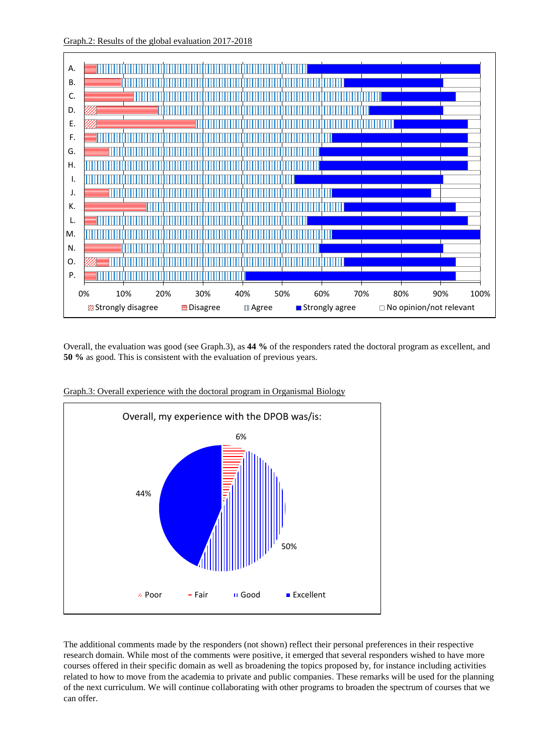Graph.2: Results of the global evaluation 2017-2018

A.
B.
C.
D.
E.
F.
G.
H.
I.
J.
K.
L.
M.
N.
O.
P.

0% 10% 20% 30% 40% 50% 60% 70% 80% 90% 100%

Strongly disagree  Disagree  Agree  Strongly agree  No opinion/not relevant

Overall, the evaluation was good (see Graph.3), as **44 %** of the responders rated the doctoral program as excellent, and **50 %** as good. This is consistent with the evaluation of previous years.

Graph.3: Overall experience with the doctoral program in Organismal Biology

Overall, my experience with the DPOB was/is:

6%
44%
50%

Poor  Fair  Good  Excellent

The additional comments made by the responders (not shown) reflect their personal preferences in their respective research domain. While most of the comments were positive, it emerged that several responders wished to have more courses offered in their specific domain as well as broadening the topics proposed by, for instance including activities related to how to move from the academia to private and public companies. These remarks will be used for the planning of the next curriculum. We will continue collaborating with other programs to broaden the spectrum of courses that we can offer.